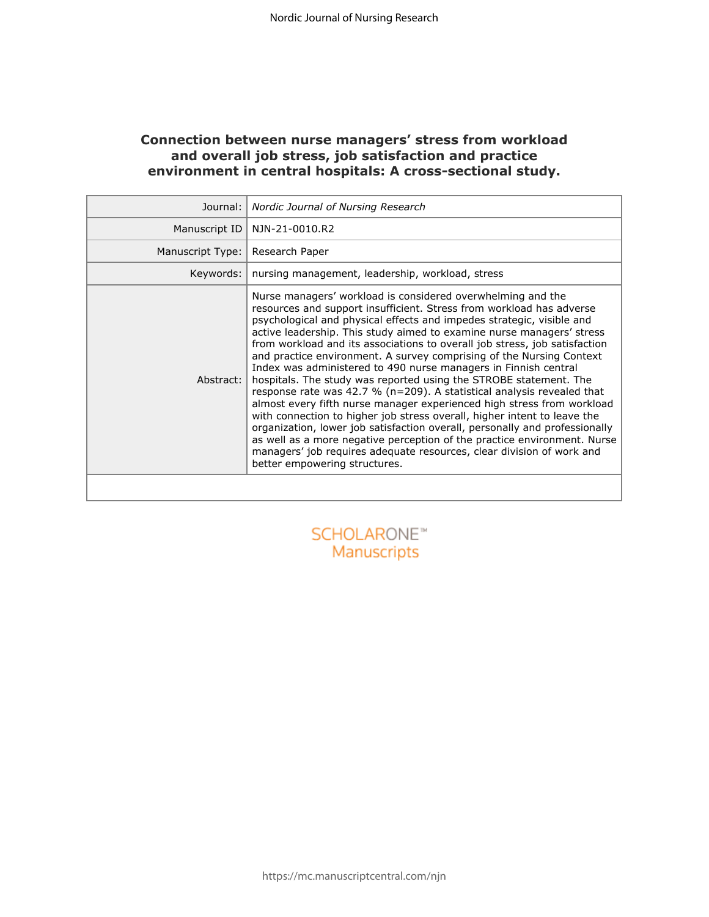# Connection between nurse managers' stress from workload and overall job stress, job satisfaction and practice environment in central hospitals: A cross-sectional study.

| | |
|---|---|
| Journal: | *Nordic Journal of Nursing Research* |
| Manuscript ID | NJN-21-0010.R2 |
| Manuscript Type: | Research Paper |
| Keywords: | nursing management, leadership, workload, stress |
| Abstract: | Nurse managers' workload is considered overwhelming and the resources and support insufficient. Stress from workload has adverse psychological and physical effects and impedes strategic, visible and active leadership. This study aimed to examine nurse managers' stress from workload and its associations to overall job stress, job satisfaction and practice environment. A survey comprising of the Nursing Context Index was administered to 490 nurse managers in Finnish central hospitals. The study was reported using the STROBE statement. The response rate was 42.7 % (n=209). A statistical analysis revealed that almost every fifth nurse manager experienced high stress from workload with connection to higher job stress overall, higher intent to leave the organization, lower job satisfaction overall, personally and professionally as well as a more negative perception of the practice environment. Nurse managers' job requires adequate resources, clear division of work and better empowering structures. |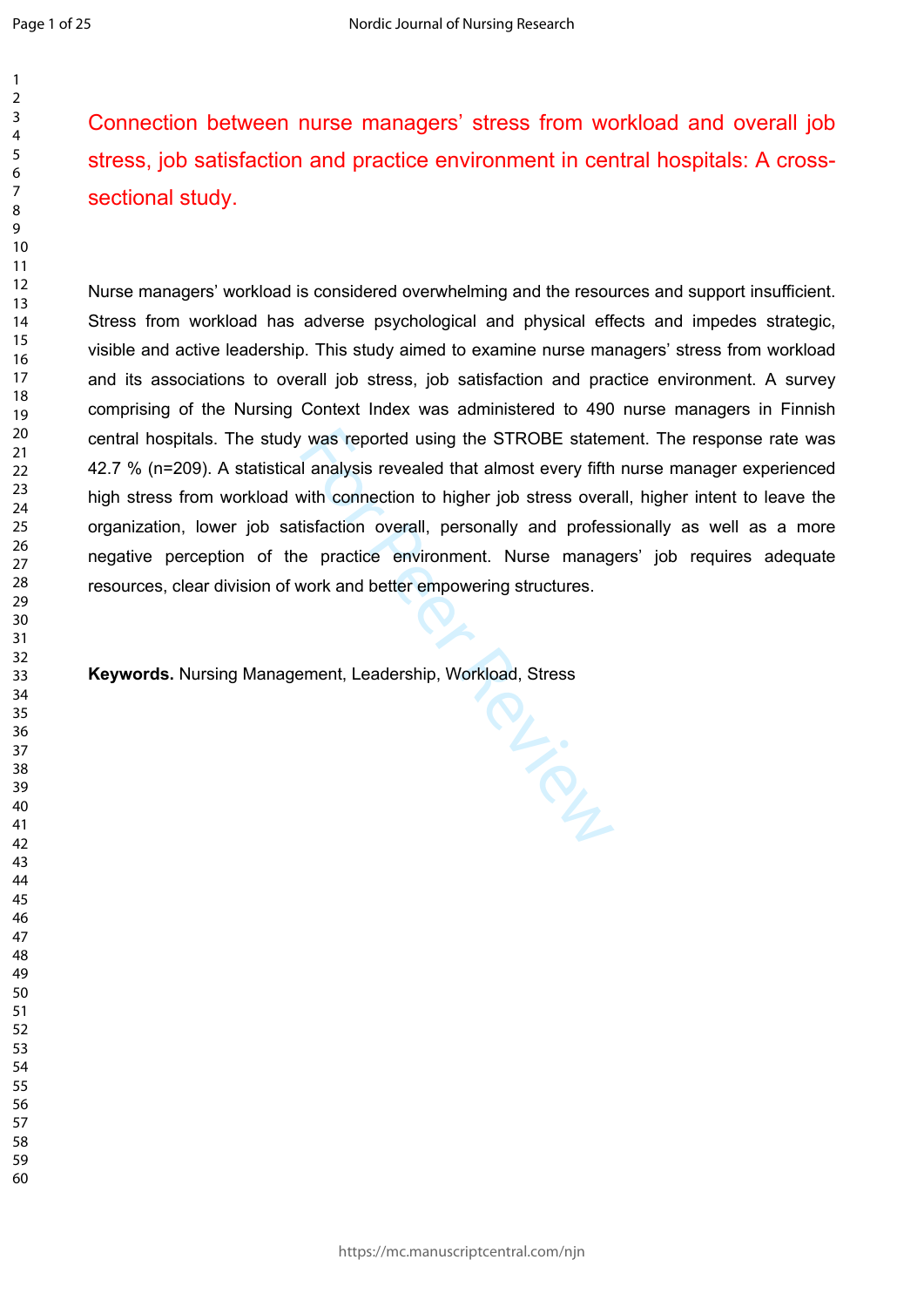# Connection between nurse managers' stress from workload and overall job stress, job satisfaction and practice environment in central hospitals: A cross-sectional study.

Nurse managers' workload is considered overwhelming and the resources and support insufficient. Stress from workload has adverse psychological and physical effects and impedes strategic, visible and active leadership. This study aimed to examine nurse managers' stress from workload and its associations to overall job stress, job satisfaction and practice environment. A survey comprising of the Nursing Context Index was administered to 490 nurse managers in Finnish central hospitals. The study was reported using the STROBE statement. The response rate was 42.7 % (n=209). A statistical analysis revealed that almost every fifth nurse manager experienced high stress from workload with connection to higher job stress overall, higher intent to leave the organization, lower job satisfaction overall, personally and professionally as well as a more negative perception of the practice environment. Nurse managers' job requires adequate resources, clear division of work and better empowering structures.

**Keywords.** Nursing Management, Leadership, Workload, Stress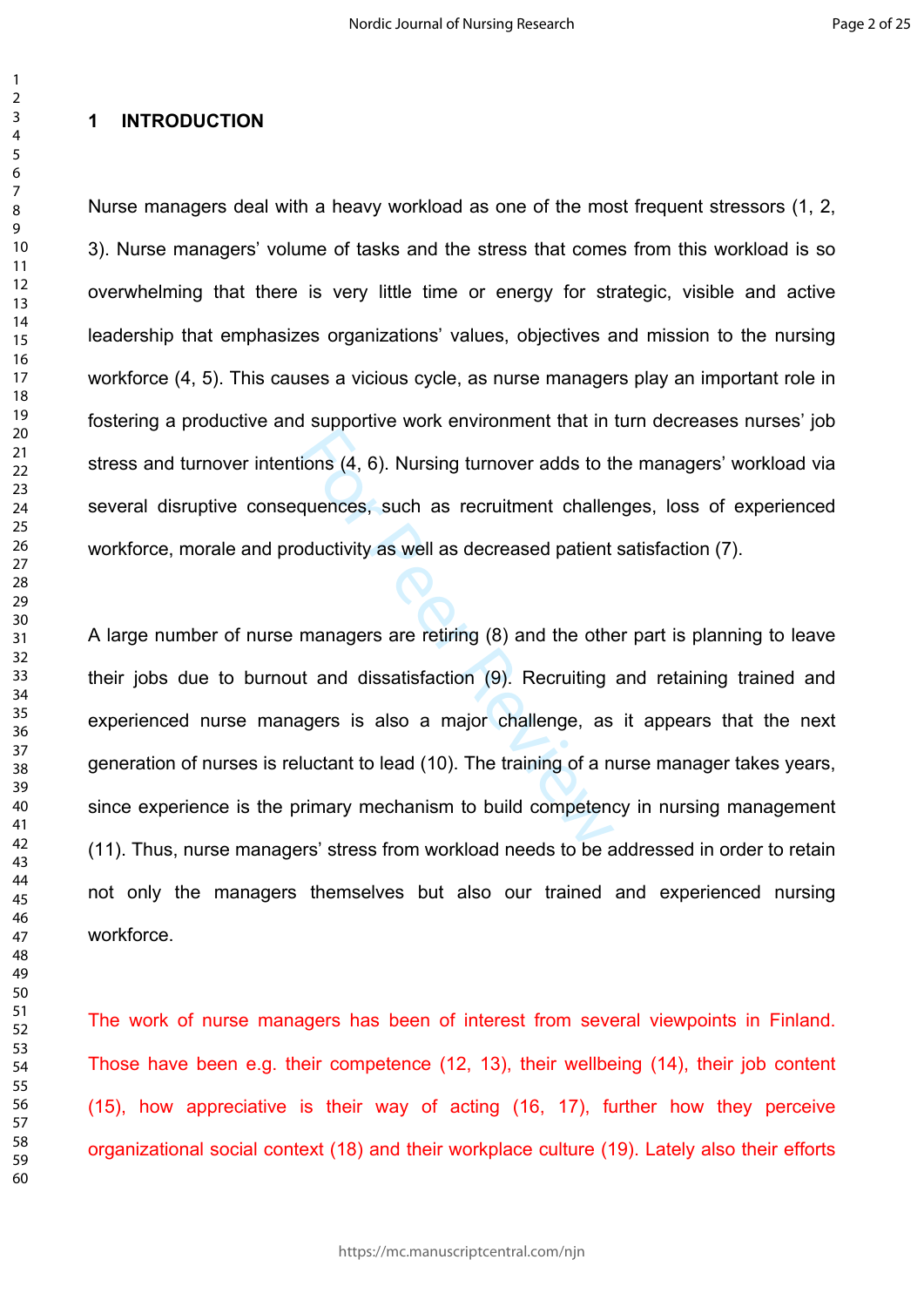## 1 INTRODUCTION

Nurse managers deal with a heavy workload as one of the most frequent stressors (1, 2, 3). Nurse managers' volume of tasks and the stress that comes from this workload is so overwhelming that there is very little time or energy for strategic, visible and active leadership that emphasizes organizations' values, objectives and mission to the nursing workforce (4, 5). This causes a vicious cycle, as nurse managers play an important role in fostering a productive and supportive work environment that in turn decreases nurses' job stress and turnover intentions (4, 6). Nursing turnover adds to the managers' workload via several disruptive consequences, such as recruitment challenges, loss of experienced workforce, morale and productivity as well as decreased patient satisfaction (7).

A large number of nurse managers are retiring (8) and the other part is planning to leave their jobs due to burnout and dissatisfaction (9). Recruiting and retaining trained and experienced nurse managers is also a major challenge, as it appears that the next generation of nurses is reluctant to lead (10). The training of a nurse manager takes years, since experience is the primary mechanism to build competency in nursing management (11). Thus, nurse managers' stress from workload needs to be addressed in order to retain not only the managers themselves but also our trained and experienced nursing workforce.

The work of nurse managers has been of interest from several viewpoints in Finland. Those have been e.g. their competence (12, 13), their wellbeing (14), their job content (15), how appreciative is their way of acting (16, 17), further how they perceive organizational social context (18) and their workplace culture (19). Lately also their efforts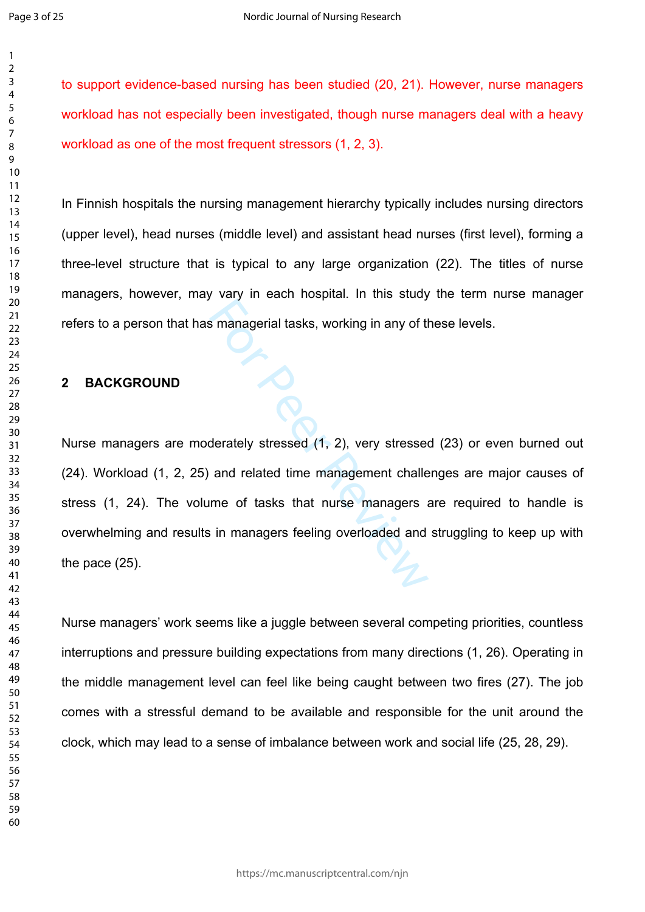to support evidence-based nursing has been studied (20, 21). However, nurse managers workload has not especially been investigated, though nurse managers deal with a heavy workload as one of the most frequent stressors (1, 2, 3).

In Finnish hospitals the nursing management hierarchy typically includes nursing directors (upper level), head nurses (middle level) and assistant head nurses (first level), forming a three-level structure that is typical to any large organization (22). The titles of nurse managers, however, may vary in each hospital. In this study the term nurse manager refers to a person that has managerial tasks, working in any of these levels.

## 2 BACKGROUND

Nurse managers are moderately stressed (1, 2), very stressed (23) or even burned out (24). Workload (1, 2, 25) and related time management challenges are major causes of stress (1, 24). The volume of tasks that nurse managers are required to handle is overwhelming and results in managers feeling overloaded and struggling to keep up with the pace (25).

Nurse managers' work seems like a juggle between several competing priorities, countless interruptions and pressure building expectations from many directions (1, 26). Operating in the middle management level can feel like being caught between two fires (27). The job comes with a stressful demand to be available and responsible for the unit around the clock, which may lead to a sense of imbalance between work and social life (25, 28, 29).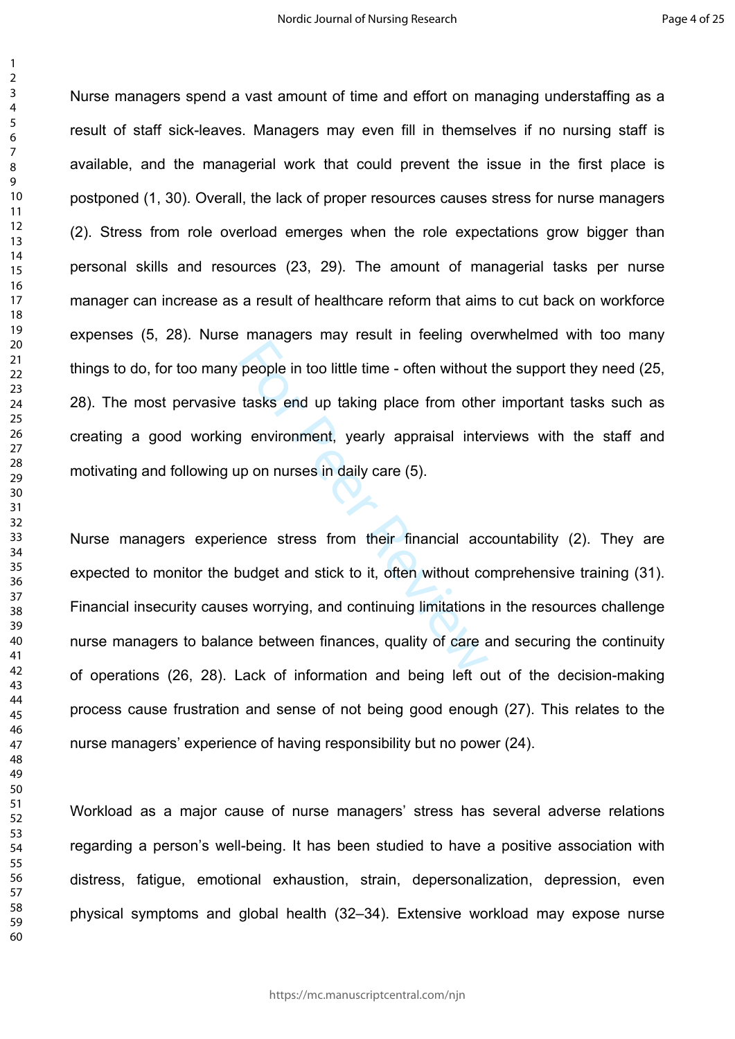Nurse managers spend a vast amount of time and effort on managing understaffing as a result of staff sick-leaves. Managers may even fill in themselves if no nursing staff is available, and the managerial work that could prevent the issue in the first place is postponed (1, 30). Overall, the lack of proper resources causes stress for nurse managers (2). Stress from role overload emerges when the role expectations grow bigger than personal skills and resources (23, 29). The amount of managerial tasks per nurse manager can increase as a result of healthcare reform that aims to cut back on workforce expenses (5, 28). Nurse managers may result in feeling overwhelmed with too many things to do, for too many people in too little time - often without the support they need (25, 28). The most pervasive tasks end up taking place from other important tasks such as creating a good working environment, yearly appraisal interviews with the staff and motivating and following up on nurses in daily care (5).

Nurse managers experience stress from their financial accountability (2). They are expected to monitor the budget and stick to it, often without comprehensive training (31). Financial insecurity causes worrying, and continuing limitations in the resources challenge nurse managers to balance between finances, quality of care and securing the continuity of operations (26, 28). Lack of information and being left out of the decision-making process cause frustration and sense of not being good enough (27). This relates to the nurse managers' experience of having responsibility but no power (24).

Workload as a major cause of nurse managers' stress has several adverse relations regarding a person's well-being. It has been studied to have a positive association with distress, fatigue, emotional exhaustion, strain, depersonalization, depression, even physical symptoms and global health (32–34). Extensive workload may expose nurse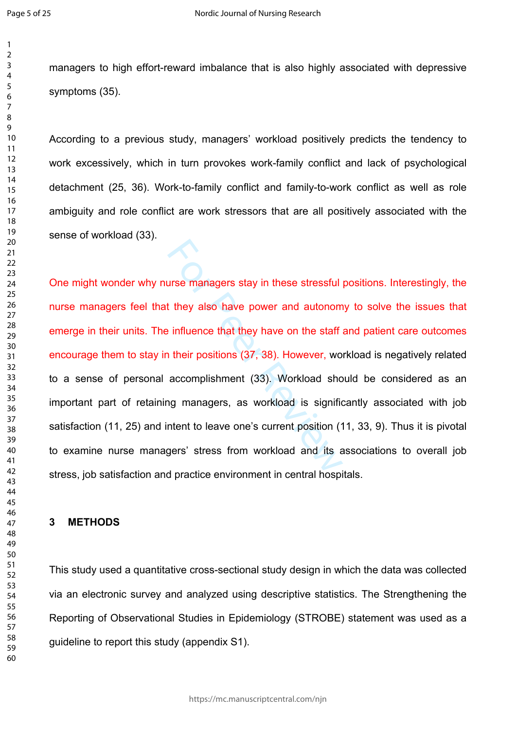managers to high effort-reward imbalance that is also highly associated with depressive symptoms (35).

According to a previous study, managers' workload positively predicts the tendency to work excessively, which in turn provokes work-family conflict and lack of psychological detachment (25, 36). Work-to-family conflict and family-to-work conflict as well as role ambiguity and role conflict are work stressors that are all positively associated with the sense of workload (33).

One might wonder why nurse managers stay in these stressful positions. Interestingly, the nurse managers feel that they also have power and autonomy to solve the issues that emerge in their units. The influence that they have on the staff and patient care outcomes encourage them to stay in their positions (37, 38). However, workload is negatively related to a sense of personal accomplishment (33). Workload should be considered as an important part of retaining managers, as workload is significantly associated with job satisfaction (11, 25) and intent to leave one's current position (11, 33, 9). Thus it is pivotal to examine nurse managers' stress from workload and its associations to overall job stress, job satisfaction and practice environment in central hospitals.

## 3 METHODS

This study used a quantitative cross-sectional study design in which the data was collected via an electronic survey and analyzed using descriptive statistics. The Strengthening the Reporting of Observational Studies in Epidemiology (STROBE) statement was used as a guideline to report this study (appendix S1).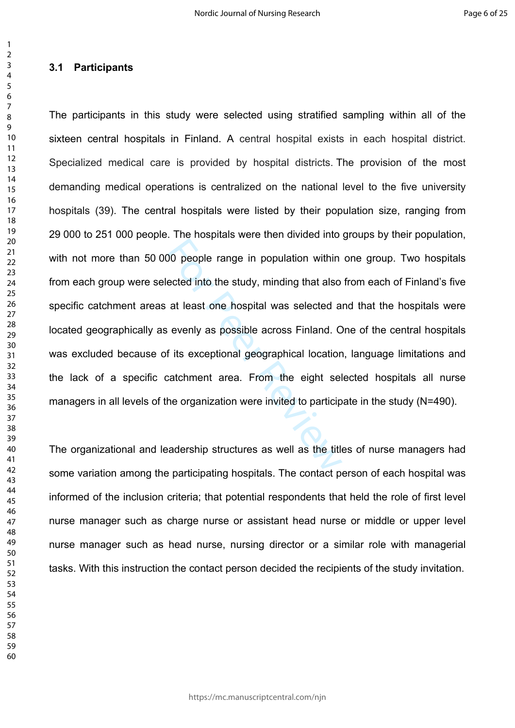### 3.1 Participants

The participants in this study were selected using stratified sampling within all of the sixteen central hospitals in Finland. A central hospital exists in each hospital district. Specialized medical care is provided by hospital districts. The provision of the most demanding medical operations is centralized on the national level to the five university hospitals (39). The central hospitals were listed by their population size, ranging from 29 000 to 251 000 people. The hospitals were then divided into groups by their population, with not more than 50 000 people range in population within one group. Two hospitals from each group were selected into the study, minding that also from each of Finland's five specific catchment areas at least one hospital was selected and that the hospitals were located geographically as evenly as possible across Finland. One of the central hospitals was excluded because of its exceptional geographical location, language limitations and the lack of a specific catchment area. From the eight selected hospitals all nurse managers in all levels of the organization were invited to participate in the study (N=490).

The organizational and leadership structures as well as the titles of nurse managers had some variation among the participating hospitals. The contact person of each hospital was informed of the inclusion criteria; that potential respondents that held the role of first level nurse manager such as charge nurse or assistant head nurse or middle or upper level nurse manager such as head nurse, nursing director or a similar role with managerial tasks. With this instruction the contact person decided the recipients of the study invitation.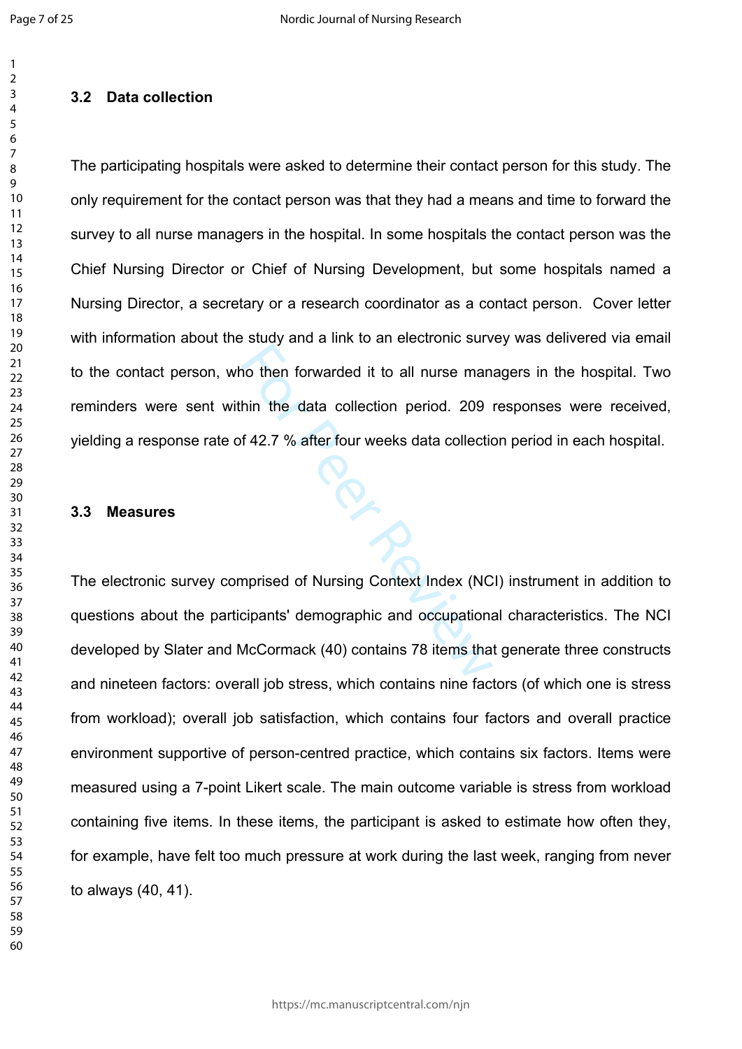### 3.2 Data collection

The participating hospitals were asked to determine their contact person for this study. The only requirement for the contact person was that they had a means and time to forward the survey to all nurse managers in the hospital. In some hospitals the contact person was the Chief Nursing Director or Chief of Nursing Development, but some hospitals named a Nursing Director, a secretary or a research coordinator as a contact person. Cover letter with information about the study and a link to an electronic survey was delivered via email to the contact person, who then forwarded it to all nurse managers in the hospital. Two reminders were sent within the data collection period. 209 responses were received, yielding a response rate of 42.7 % after four weeks data collection period in each hospital.

### 3.3 Measures

The electronic survey comprised of Nursing Context Index (NCI) instrument in addition to questions about the participants' demographic and occupational characteristics. The NCI developed by Slater and McCormack (40) contains 78 items that generate three constructs and nineteen factors: overall job stress, which contains nine factors (of which one is stress from workload); overall job satisfaction, which contains four factors and overall practice environment supportive of person-centred practice, which contains six factors. Items were measured using a 7-point Likert scale. The main outcome variable is stress from workload containing five items. In these items, the participant is asked to estimate how often they, for example, have felt too much pressure at work during the last week, ranging from never to always (40, 41).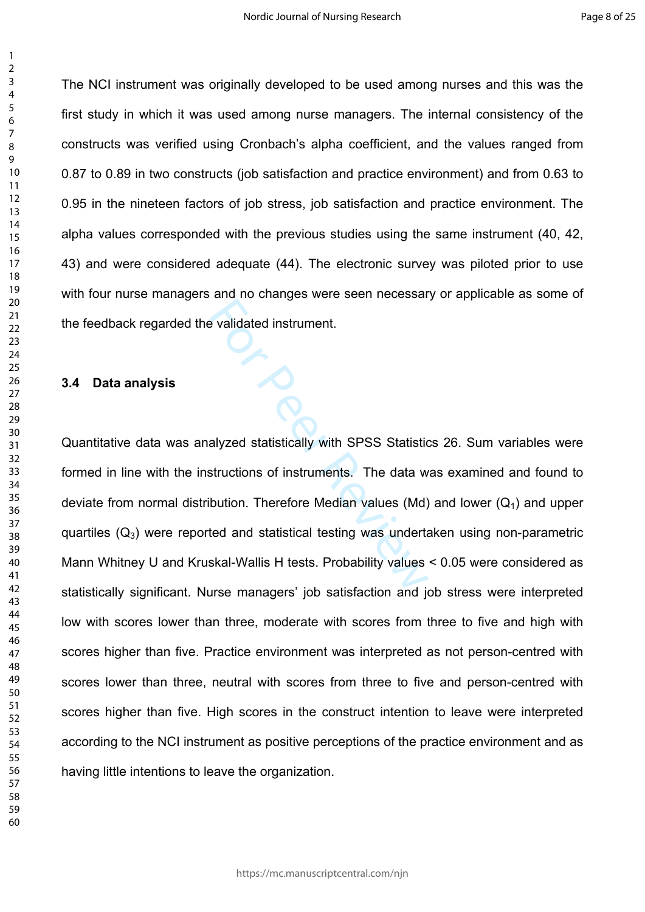The NCI instrument was originally developed to be used among nurses and this was the first study in which it was used among nurse managers. The internal consistency of the constructs was verified using Cronbach's alpha coefficient, and the values ranged from 0.87 to 0.89 in two constructs (job satisfaction and practice environment) and from 0.63 to 0.95 in the nineteen factors of job stress, job satisfaction and practice environment. The alpha values corresponded with the previous studies using the same instrument (40, 42, 43) and were considered adequate (44). The electronic survey was piloted prior to use with four nurse managers and no changes were seen necessary or applicable as some of the feedback regarded the validated instrument.

### 3.4 Data analysis

Quantitative data was analyzed statistically with SPSS Statistics 26. Sum variables were formed in line with the instructions of instruments. The data was examined and found to deviate from normal distribution. Therefore Median values (Md) and lower ($Q_1$) and upper quartiles ($Q_3$) were reported and statistical testing was undertaken using non-parametric Mann Whitney U and Kruskal-Wallis H tests. Probability values < 0.05 were considered as statistically significant. Nurse managers' job satisfaction and job stress were interpreted low with scores lower than three, moderate with scores from three to five and high with scores higher than five. Practice environment was interpreted as not person-centred with scores lower than three, neutral with scores from three to five and person-centred with scores higher than five. High scores in the construct intention to leave were interpreted according to the NCI instrument as positive perceptions of the practice environment and as having little intentions to leave the organization.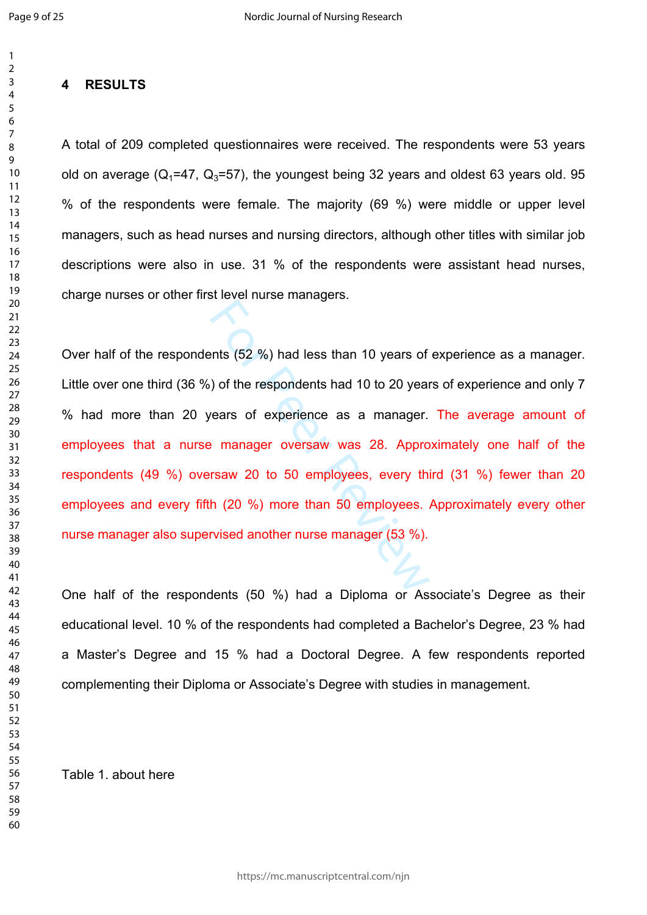# 4 RESULTS

A total of 209 completed questionnaires were received. The respondents were 53 years old on average ($Q_1$=47, $Q_3$=57), the youngest being 32 years and oldest 63 years old. 95 % of the respondents were female. The majority (69 %) were middle or upper level managers, such as head nurses and nursing directors, although other titles with similar job descriptions were also in use. 31 % of the respondents were assistant head nurses, charge nurses or other first level nurse managers.

Over half of the respondents (52 %) had less than 10 years of experience as a manager. Little over one third (36 %) of the respondents had 10 to 20 years of experience and only 7 % had more than 20 years of experience as a manager. The average amount of employees that a nurse manager oversaw was 28. Approximately one half of the respondents (49 %) oversaw 20 to 50 employees, every third (31 %) fewer than 20 employees and every fifth (20 %) more than 50 employees. Approximately every other nurse manager also supervised another nurse manager (53 %).

One half of the respondents (50 %) had a Diploma or Associate's Degree as their educational level. 10 % of the respondents had completed a Bachelor's Degree, 23 % had a Master's Degree and 15 % had a Doctoral Degree. A few respondents reported complementing their Diploma or Associate's Degree with studies in management.

Table 1. about here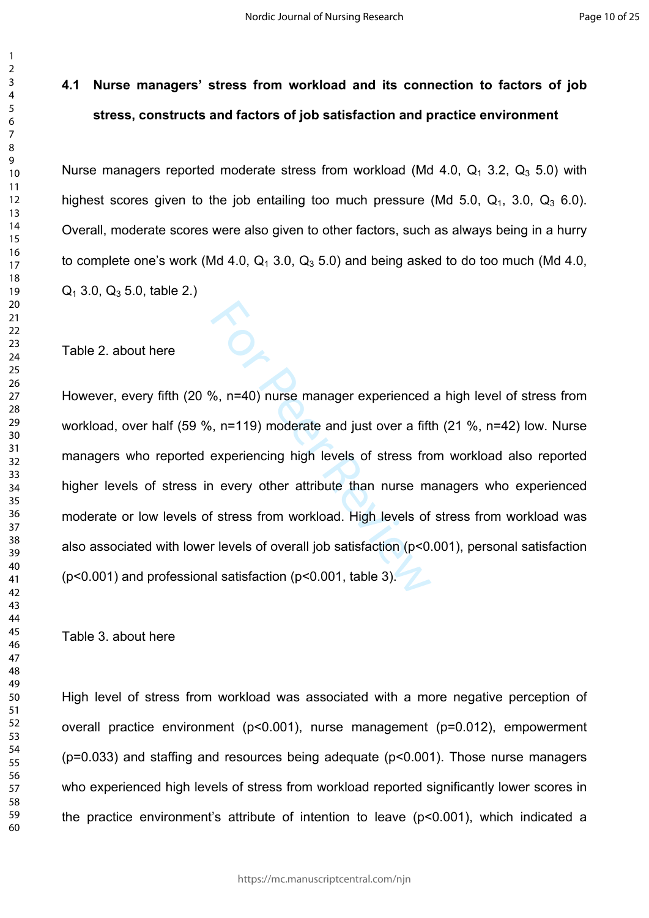### 4.1 Nurse managers' stress from workload and its connection to factors of job stress, constructs and factors of job satisfaction and practice environment

Nurse managers reported moderate stress from workload (Md 4.0, $Q_1$ 3.2, $Q_3$ 5.0) with highest scores given to the job entailing too much pressure (Md 5.0, $Q_1$, 3.0, $Q_3$ 6.0). Overall, moderate scores were also given to other factors, such as always being in a hurry to complete one's work (Md 4.0, $Q_1$ 3.0, $Q_3$ 5.0) and being asked to do too much (Md 4.0, $Q_1$ 3.0, $Q_3$ 5.0, table 2.)

Table 2. about here

However, every fifth (20 %, n=40) nurse manager experienced a high level of stress from workload, over half (59 %, n=119) moderate and just over a fifth (21 %, n=42) low. Nurse managers who reported experiencing high levels of stress from workload also reported higher levels of stress in every other attribute than nurse managers who experienced moderate or low levels of stress from workload. High levels of stress from workload was also associated with lower levels of overall job satisfaction ($p<0.001$), personal satisfaction ($p<0.001$) and professional satisfaction ($p<0.001$, table 3).

Table 3. about here

High level of stress from workload was associated with a more negative perception of overall practice environment ($p<0.001$), nurse management ($p=0.012$), empowerment ($p=0.033$) and staffing and resources being adequate ($p<0.001$). Those nurse managers who experienced high levels of stress from workload reported significantly lower scores in the practice environment's attribute of intention to leave ($p<0.001$), which indicated a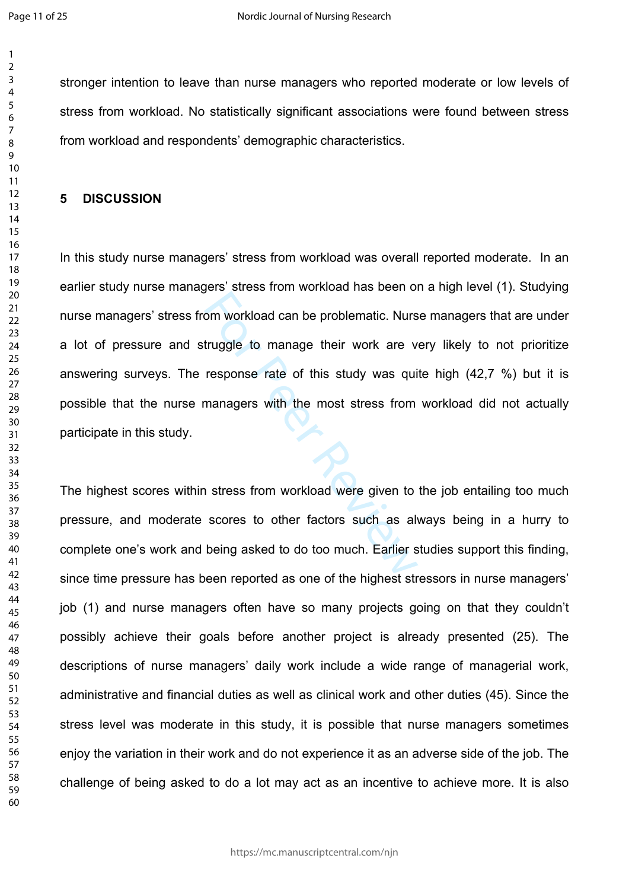stronger intention to leave than nurse managers who reported moderate or low levels of stress from workload. No statistically significant associations were found between stress from workload and respondents' demographic characteristics.

## 5 DISCUSSION

In this study nurse managers' stress from workload was overall reported moderate. In an earlier study nurse managers' stress from workload has been on a high level (1). Studying nurse managers' stress from workload can be problematic. Nurse managers that are under a lot of pressure and struggle to manage their work are very likely to not prioritize answering surveys. The response rate of this study was quite high (42,7 %) but it is possible that the nurse managers with the most stress from workload did not actually participate in this study.

The highest scores within stress from workload were given to the job entailing too much pressure, and moderate scores to other factors such as always being in a hurry to complete one's work and being asked to do too much. Earlier studies support this finding, since time pressure has been reported as one of the highest stressors in nurse managers' job (1) and nurse managers often have so many projects going on that they couldn't possibly achieve their goals before another project is already presented (25). The descriptions of nurse managers' daily work include a wide range of managerial work, administrative and financial duties as well as clinical work and other duties (45). Since the stress level was moderate in this study, it is possible that nurse managers sometimes enjoy the variation in their work and do not experience it as an adverse side of the job. The challenge of being asked to do a lot may act as an incentive to achieve more. It is also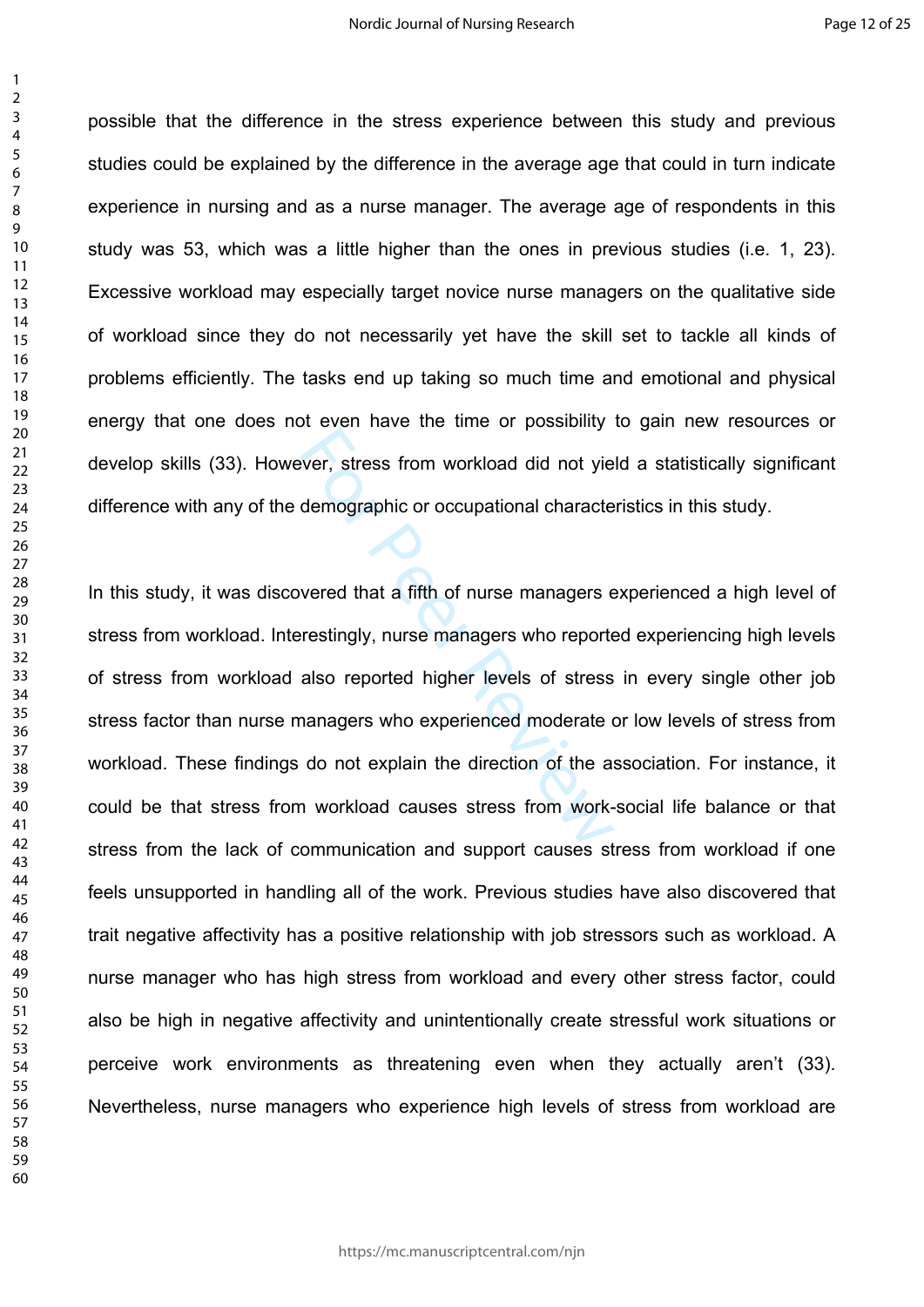possible that the difference in the stress experience between this study and previous studies could be explained by the difference in the average age that could in turn indicate experience in nursing and as a nurse manager. The average age of respondents in this study was 53, which was a little higher than the ones in previous studies (i.e. 1, 23). Excessive workload may especially target novice nurse managers on the qualitative side of workload since they do not necessarily yet have the skill set to tackle all kinds of problems efficiently. The tasks end up taking so much time and emotional and physical energy that one does not even have the time or possibility to gain new resources or develop skills (33). However, stress from workload did not yield a statistically significant difference with any of the demographic or occupational characteristics in this study.

In this study, it was discovered that a fifth of nurse managers experienced a high level of stress from workload. Interestingly, nurse managers who reported experiencing high levels of stress from workload also reported higher levels of stress in every single other job stress factor than nurse managers who experienced moderate or low levels of stress from workload. These findings do not explain the direction of the association. For instance, it could be that stress from workload causes stress from work-social life balance or that stress from the lack of communication and support causes stress from workload if one feels unsupported in handling all of the work. Previous studies have also discovered that trait negative affectivity has a positive relationship with job stressors such as workload. A nurse manager who has high stress from workload and every other stress factor, could also be high in negative affectivity and unintentionally create stressful work situations or perceive work environments as threatening even when they actually aren't (33). Nevertheless, nurse managers who experience high levels of stress from workload are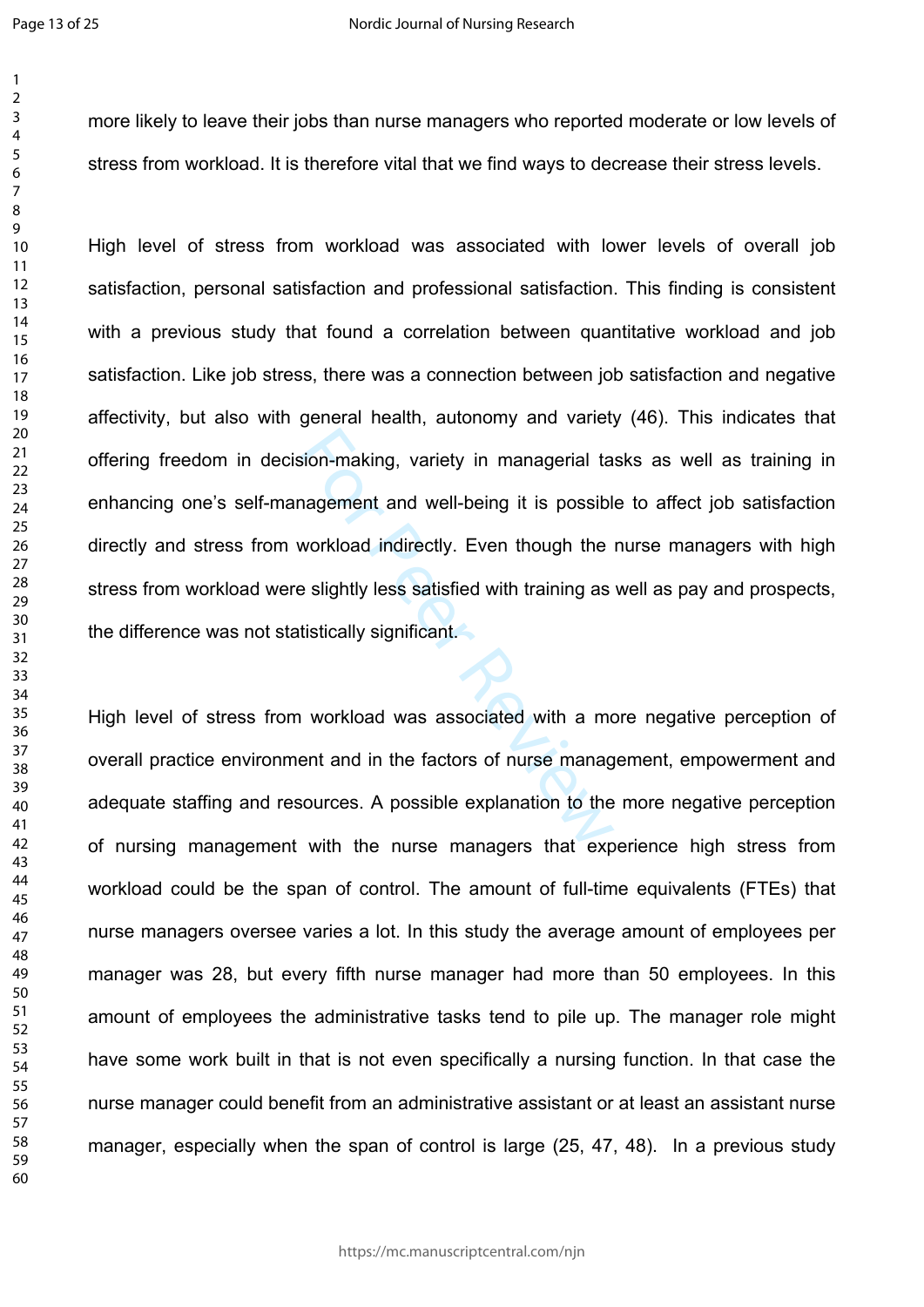more likely to leave their jobs than nurse managers who reported moderate or low levels of stress from workload. It is therefore vital that we find ways to decrease their stress levels.

High level of stress from workload was associated with lower levels of overall job satisfaction, personal satisfaction and professional satisfaction. This finding is consistent with a previous study that found a correlation between quantitative workload and job satisfaction. Like job stress, there was a connection between job satisfaction and negative affectivity, but also with general health, autonomy and variety (46). This indicates that offering freedom in decision-making, variety in managerial tasks as well as training in enhancing one's self-management and well-being it is possible to affect job satisfaction directly and stress from workload indirectly. Even though the nurse managers with high stress from workload were slightly less satisfied with training as well as pay and prospects, the difference was not statistically significant.

High level of stress from workload was associated with a more negative perception of overall practice environment and in the factors of nurse management, empowerment and adequate staffing and resources. A possible explanation to the more negative perception of nursing management with the nurse managers that experience high stress from workload could be the span of control. The amount of full-time equivalents (FTEs) that nurse managers oversee varies a lot. In this study the average amount of employees per manager was 28, but every fifth nurse manager had more than 50 employees. In this amount of employees the administrative tasks tend to pile up. The manager role might have some work built in that is not even specifically a nursing function. In that case the nurse manager could benefit from an administrative assistant or at least an assistant nurse manager, especially when the span of control is large (25, 47, 48). In a previous study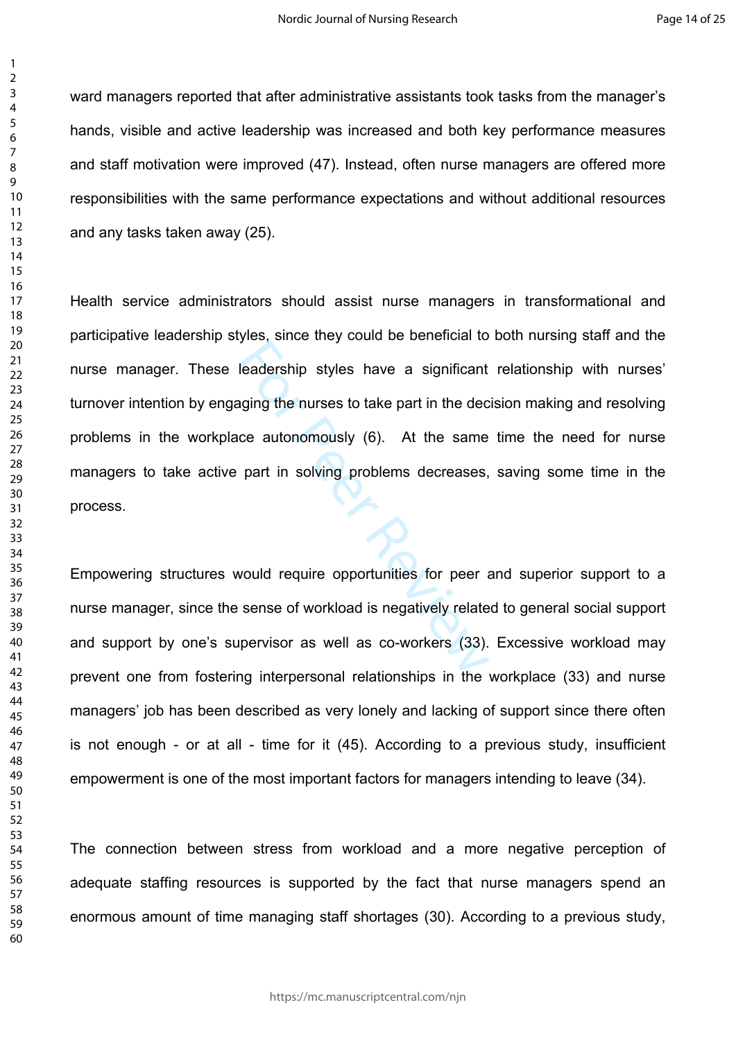ward managers reported that after administrative assistants took tasks from the manager's hands, visible and active leadership was increased and both key performance measures and staff motivation were improved (47). Instead, often nurse managers are offered more responsibilities with the same performance expectations and without additional resources and any tasks taken away (25).

Health service administrators should assist nurse managers in transformational and participative leadership styles, since they could be beneficial to both nursing staff and the nurse manager. These leadership styles have a significant relationship with nurses' turnover intention by engaging the nurses to take part in the decision making and resolving problems in the workplace autonomously (6). At the same time the need for nurse managers to take active part in solving problems decreases, saving some time in the process.

Empowering structures would require opportunities for peer and superior support to a nurse manager, since the sense of workload is negatively related to general social support and support by one's supervisor as well as co-workers (33). Excessive workload may prevent one from fostering interpersonal relationships in the workplace (33) and nurse managers' job has been described as very lonely and lacking of support since there often is not enough - or at all - time for it (45). According to a previous study, insufficient empowerment is one of the most important factors for managers intending to leave (34).

The connection between stress from workload and a more negative perception of adequate staffing resources is supported by the fact that nurse managers spend an enormous amount of time managing staff shortages (30). According to a previous study,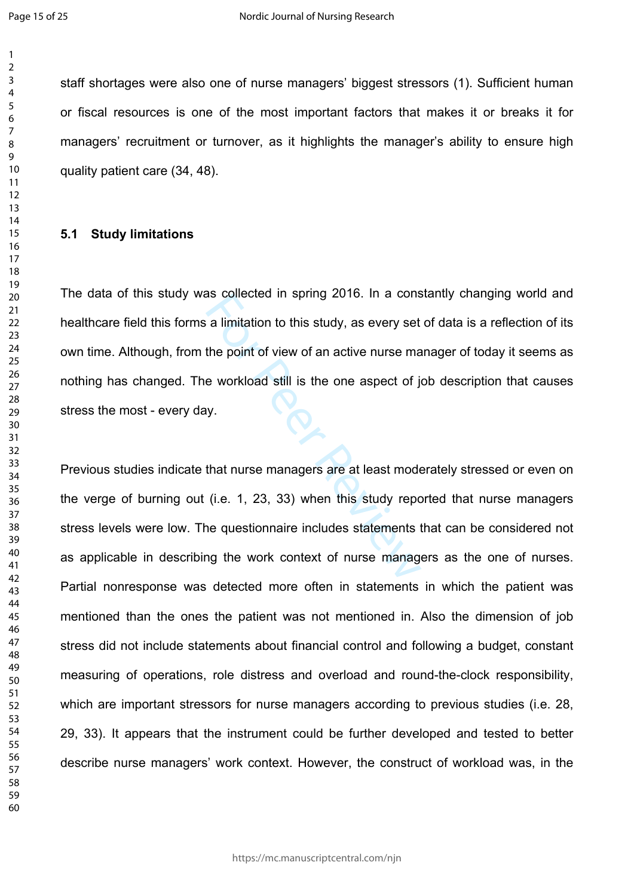staff shortages were also one of nurse managers' biggest stressors (1). Sufficient human or fiscal resources is one of the most important factors that makes it or breaks it for managers' recruitment or turnover, as it highlights the manager's ability to ensure high quality patient care (34, 48).

### 5.1 Study limitations

The data of this study was collected in spring 2016. In a constantly changing world and healthcare field this forms a limitation to this study, as every set of data is a reflection of its own time. Although, from the point of view of an active nurse manager of today it seems as nothing has changed. The workload still is the one aspect of job description that causes stress the most - every day.

Previous studies indicate that nurse managers are at least moderately stressed or even on the verge of burning out (i.e. 1, 23, 33) when this study reported that nurse managers stress levels were low. The questionnaire includes statements that can be considered not as applicable in describing the work context of nurse managers as the one of nurses. Partial nonresponse was detected more often in statements in which the patient was mentioned than the ones the patient was not mentioned in. Also the dimension of job stress did not include statements about financial control and following a budget, constant measuring of operations, role distress and overload and round-the-clock responsibility, which are important stressors for nurse managers according to previous studies (i.e. 28, 29, 33). It appears that the instrument could be further developed and tested to better describe nurse managers' work context. However, the construct of workload was, in the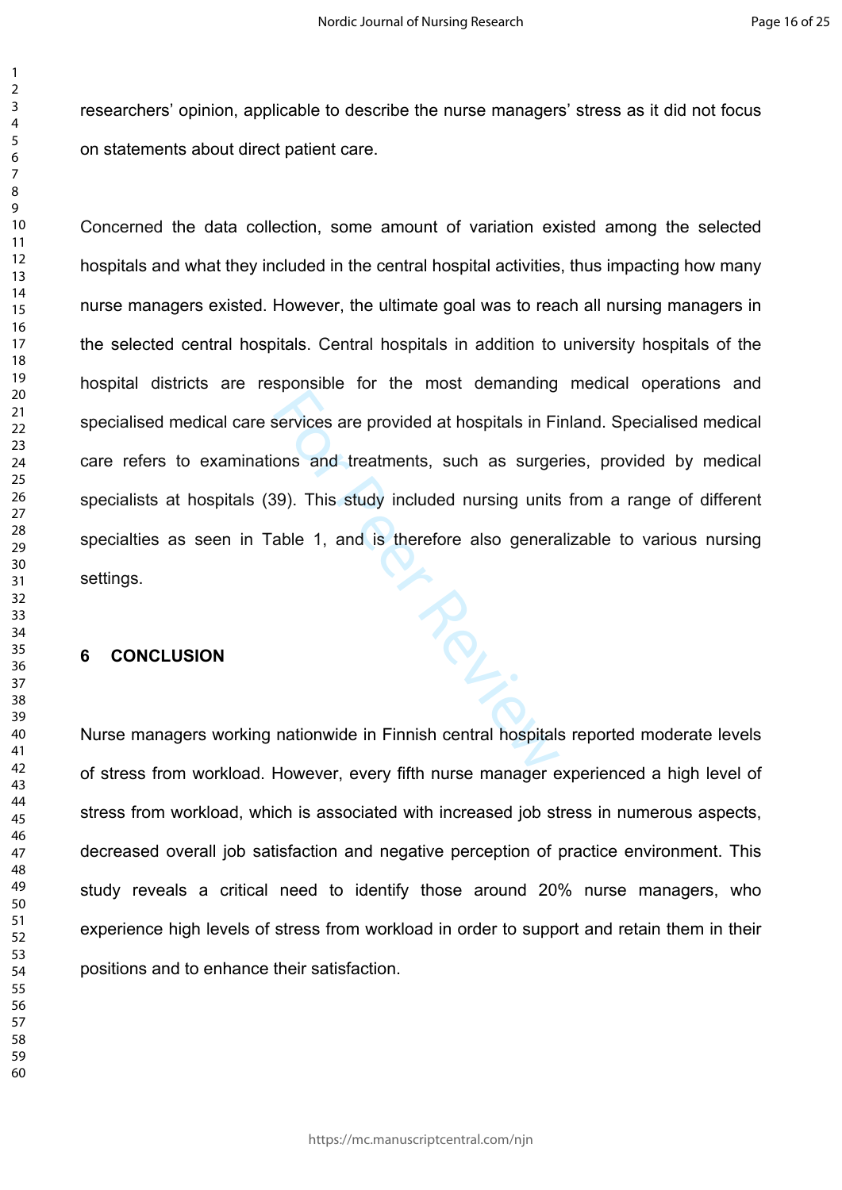researchers' opinion, applicable to describe the nurse managers' stress as it did not focus on statements about direct patient care.

Concerned the data collection, some amount of variation existed among the selected hospitals and what they included in the central hospital activities, thus impacting how many nurse managers existed. However, the ultimate goal was to reach all nursing managers in the selected central hospitals. Central hospitals in addition to university hospitals of the hospital districts are responsible for the most demanding medical operations and specialised medical care services are provided at hospitals in Finland. Specialised medical care refers to examinations and treatments, such as surgeries, provided by medical specialists at hospitals (39). This study included nursing units from a range of different specialties as seen in Table 1, and is therefore also generalizable to various nursing settings.

## 6 CONCLUSION

Nurse managers working nationwide in Finnish central hospitals reported moderate levels of stress from workload. However, every fifth nurse manager experienced a high level of stress from workload, which is associated with increased job stress in numerous aspects, decreased overall job satisfaction and negative perception of practice environment. This study reveals a critical need to identify those around 20% nurse managers, who experience high levels of stress from workload in order to support and retain them in their positions and to enhance their satisfaction.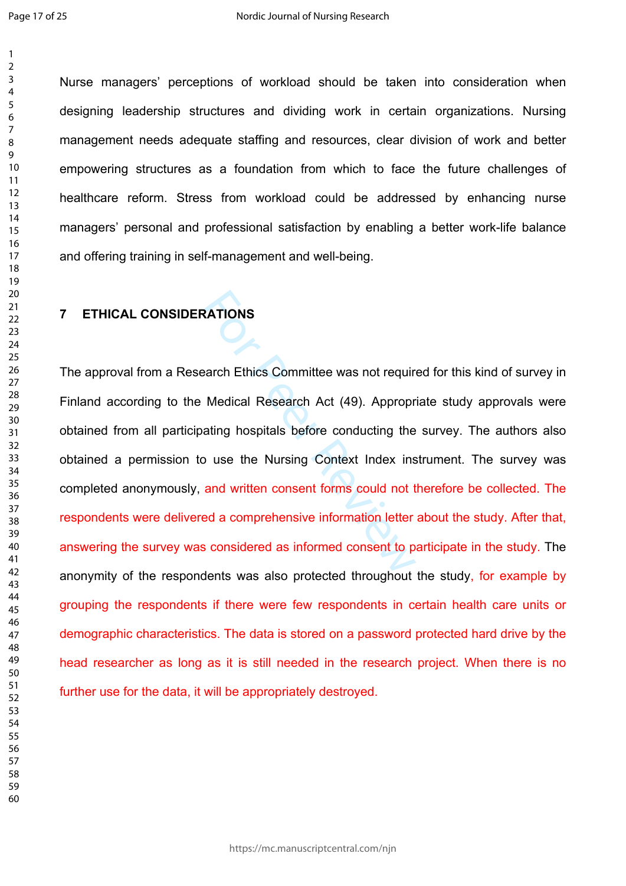Nurse managers' perceptions of workload should be taken into consideration when designing leadership structures and dividing work in certain organizations. Nursing management needs adequate staffing and resources, clear division of work and better empowering structures as a foundation from which to face the future challenges of healthcare reform. Stress from workload could be addressed by enhancing nurse managers' personal and professional satisfaction by enabling a better work-life balance and offering training in self-management and well-being.

## 7 ETHICAL CONSIDERATIONS

The approval from a Research Ethics Committee was not required for this kind of survey in Finland according to the Medical Research Act (49). Appropriate study approvals were obtained from all participating hospitals before conducting the survey. The authors also obtained a permission to use the Nursing Context Index instrument. The survey was completed anonymously, and written consent forms could not therefore be collected. The respondents were delivered a comprehensive information letter about the study. After that, answering the survey was considered as informed consent to participate in the study. The anonymity of the respondents was also protected throughout the study, for example by grouping the respondents if there were few respondents in certain health care units or demographic characteristics. The data is stored on a password protected hard drive by the head researcher as long as it is still needed in the research project. When there is no further use for the data, it will be appropriately destroyed.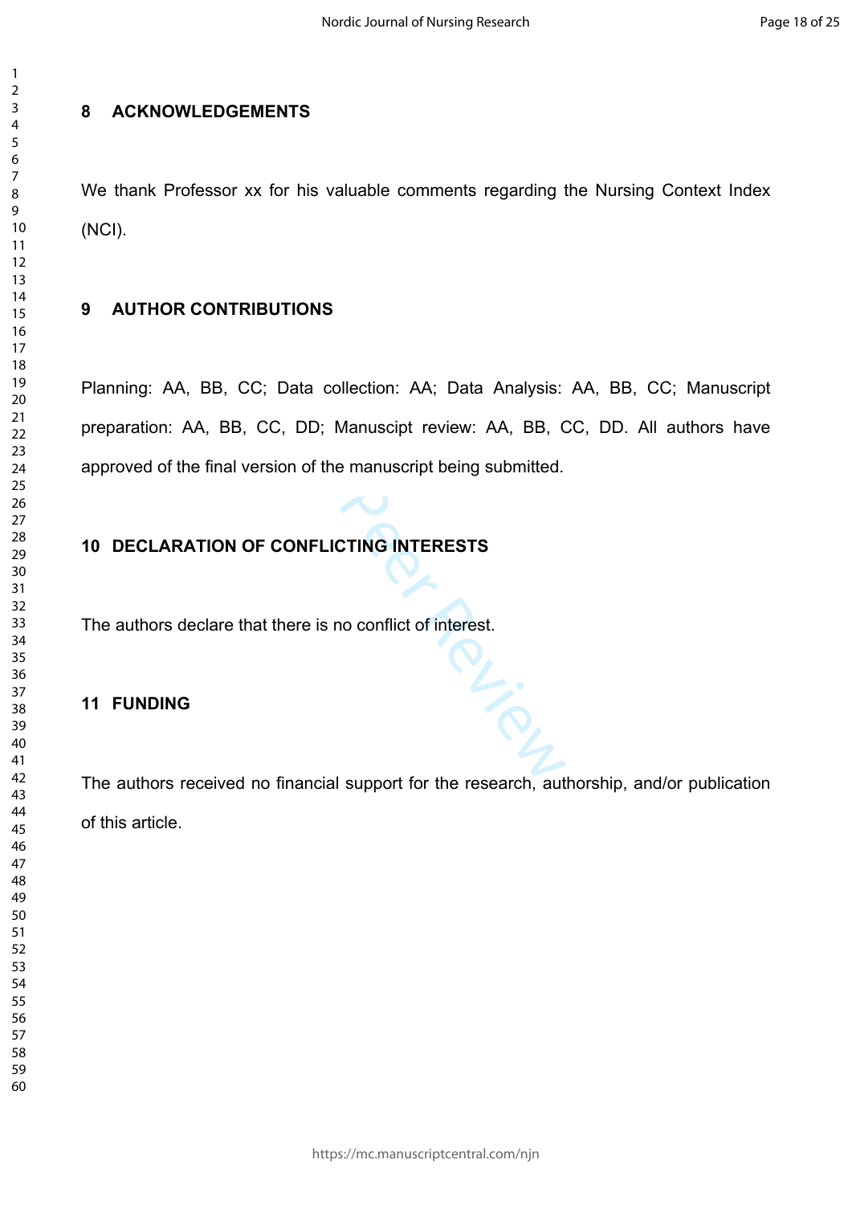## 8 ACKNOWLEDGEMENTS

We thank Professor xx for his valuable comments regarding the Nursing Context Index (NCI).

## 9 AUTHOR CONTRIBUTIONS

Planning: AA, BB, CC; Data collection: AA; Data Analysis: AA, BB, CC; Manuscript preparation: AA, BB, CC, DD; Manuscipt review: AA, BB, CC, DD. All authors have approved of the final version of the manuscript being submitted.

## 10 DECLARATION OF CONFLICTING INTERESTS

The authors declare that there is no conflict of interest.

## 11 FUNDING

The authors received no financial support for the research, authorship, and/or publication of this article.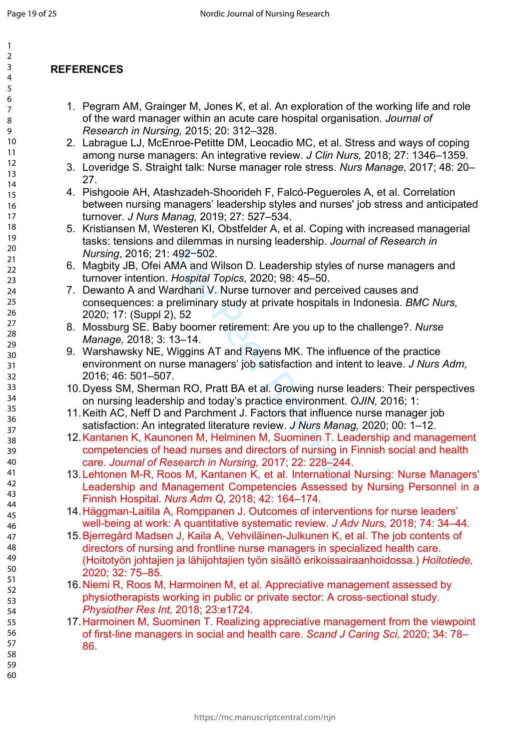## REFERENCES

1. Pegram AM, Grainger M, Jones K, et al. An exploration of the working life and role of the ward manager within an acute care hospital organisation. *Journal of Research in Nursing,* 2015; 20: 312–328.
2. Labrague LJ, McEnroe-Petitte DM, Leocadio MC, et al. Stress and ways of coping among nurse managers: An integrative review. *J Clin Nurs,* 2018; 27: 1346–1359.
3. Loveridge S. Straight talk: Nurse manager role stress. *Nurs Manage,* 2017; 48: 20–27.
4. Pishgooie AH, Atashzadeh-Shoorideh F, Falcó-Pegueroles A, et al. Correlation between nursing managers' leadership styles and nurses' job stress and anticipated turnover. *J Nurs Manag,* 2019; 27: 527–534.
5. Kristiansen M, Westeren KI, Obstfelder A, et al. Coping with increased managerial tasks: tensions and dilemmas in nursing leadership. *Journal of Research in Nursing*, 2016; 21: 492−502.
6. Magbity JB, Ofei AMA and Wilson D. Leadership styles of nurse managers and turnover intention. *Hospital Topics,* 2020; 98: 45–50.
7. Dewanto A and Wardhani V. Nurse turnover and perceived causes and consequences: a preliminary study at private hospitals in Indonesia. *BMC Nurs,* 2020; 17: (Suppl 2), 52
8. Mossburg SE. Baby boomer retirement: Are you up to the challenge?. *Nurse Manage,* 2018; 3: 13–14.
9. Warshawsky NE, Wiggins AT and Rayens MK. The influence of the practice environment on nurse managers' job satisfaction and intent to leave. *J Nurs Adm,* 2016; 46: 501–507.
10. Dyess SM, Sherman RO, Pratt BA et al. Growing nurse leaders: Their perspectives on nursing leadership and today's practice environment. *OJIN,* 2016; 1:
11. Keith AC, Neff D and Parchment J. Factors that influence nurse manager job satisfaction: An integrated literature review. *J Nurs Manag,* 2020; 00: 1–12.
12. Kantanen K, Kaunonen M, Helminen M, Suominen T. Leadership and management competencies of head nurses and directors of nursing in Finnish social and health care. *Journal of Research in Nursing,* 2017; 22: 228–244.
13. Lehtonen M-R, Roos M, Kantanen K, et al. International Nursing: Nurse Managers' Leadership and Management Competencies Assessed by Nursing Personnel in a Finnish Hospital. *Nurs Adm Q,* 2018; 42: 164–174.
14. Häggman-Laitila A, Romppanen J. Outcomes of interventions for nurse leaders' well-being at work: A quantitative systematic review. *J Adv Nurs,* 2018; 74: 34–44.
15. Bjerregård Madsen J, Kaila A, Vehviläinen-Julkunen K, et al. The job contents of directors of nursing and frontline nurse managers in specialized health care. (Hoitotyön johtajien ja lähijohtajien työn sisältö erikoissairaanhoidossa.) *Hoitotiede,* 2020; 32: 75–85.
16. Niemi R, Roos M, Harmoinen M, et al. Appreciative management assessed by physiotherapists working in public or private sector: A cross-sectional study. *Physiother Res Int,* 2018; 23:e1724.
17. Harmoinen M, Suominen T. Realizing appreciative management from the viewpoint of first-line managers in social and health care. *Scand J Caring Sci,* 2020; 34: 78–86.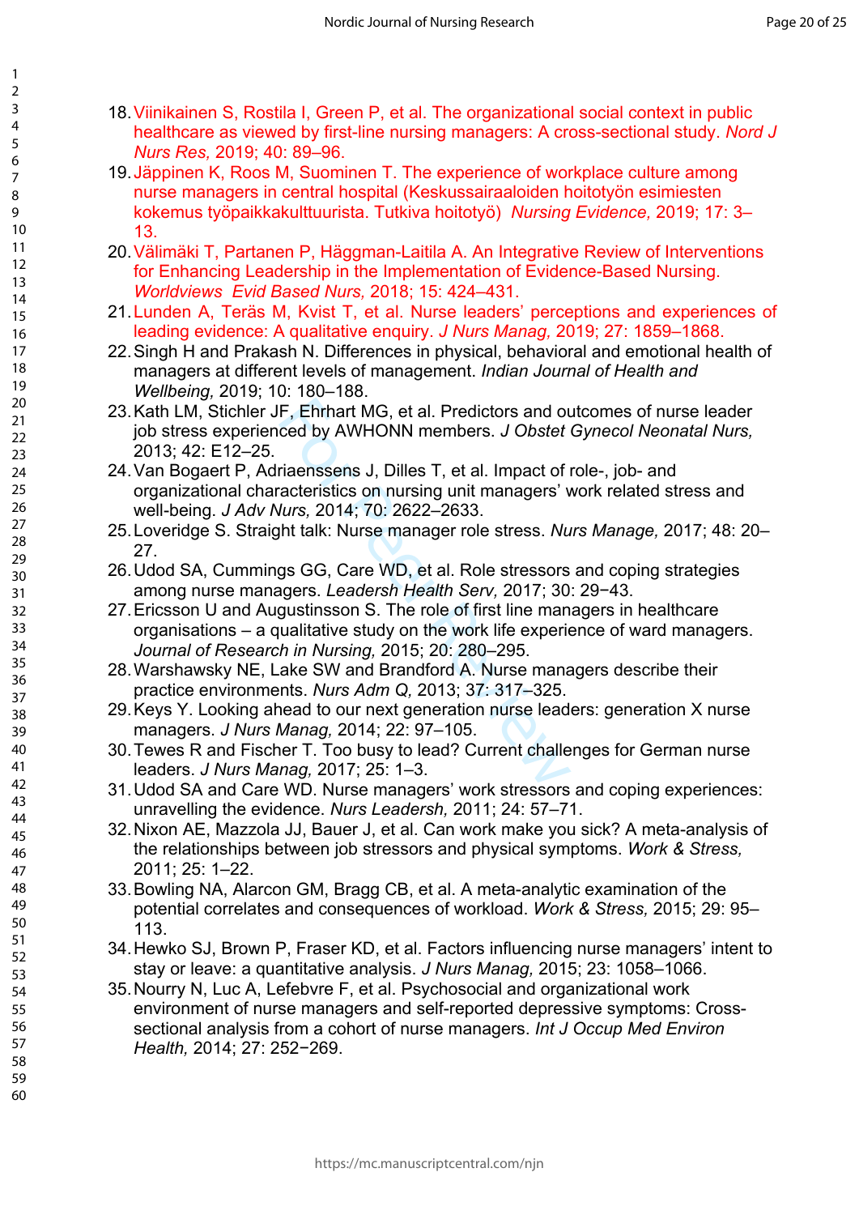18. Viinikainen S, Rostila I, Green P, et al. The organizational social context in public healthcare as viewed by first-line nursing managers: A cross-sectional study. *Nord J Nurs Res,* 2019; 40: 89–96.
19. Jäppinen K, Roos M, Suominen T. The experience of workplace culture among nurse managers in central hospital (Keskussairaaloiden hoitotyön esimiesten kokemus työpaikkakulttuurista. Tutkiva hoitotyö) *Nursing Evidence,* 2019; 17: 3–13.
20. Välimäki T, Partanen P, Häggman-Laitila A. An Integrative Review of Interventions for Enhancing Leadership in the Implementation of Evidence-Based Nursing. *Worldviews Evid Based Nurs,* 2018; 15: 424–431.
21. Lunden A, Teräs M, Kvist T, et al. Nurse leaders' perceptions and experiences of leading evidence: A qualitative enquiry. *J Nurs Manag,* 2019; 27: 1859–1868.
22. Singh H and Prakash N. Differences in physical, behavioral and emotional health of managers at different levels of management. *Indian Journal of Health and Wellbeing,* 2019; 10: 180–188.
23. Kath LM, Stichler JF, Ehrhart MG, et al. Predictors and outcomes of nurse leader job stress experienced by AWHONN members. *J Obstet Gynecol Neonatal Nurs,* 2013; 42: E12–25.
24. Van Bogaert P, Adriaenssens J, Dilles T, et al. Impact of role-, job- and organizational characteristics on nursing unit managers' work related stress and well-being. *J Adv Nurs,* 2014; 70: 2622–2633.
25. Loveridge S. Straight talk: Nurse manager role stress. *Nurs Manage,* 2017; 48: 20–27.
26. Udod SA, Cummings GG, Care WD, et al. Role stressors and coping strategies among nurse managers. *Leadersh Health Serv,* 2017; 30: 29−43.
27. Ericsson U and Augustinsson S. The role of first line managers in healthcare organisations – a qualitative study on the work life experience of ward managers. *Journal of Research in Nursing,* 2015; 20: 280–295.
28. Warshawsky NE, Lake SW and Brandford A. Nurse managers describe their practice environments. *Nurs Adm Q,* 2013; 37: 317–325.
29. Keys Y. Looking ahead to our next generation nurse leaders: generation X nurse managers. *J Nurs Manag,* 2014; 22: 97–105.
30. Tewes R and Fischer T. Too busy to lead? Current challenges for German nurse leaders. *J Nurs Manag,* 2017; 25: 1–3.
31. Udod SA and Care WD. Nurse managers' work stressors and coping experiences: unravelling the evidence. *Nurs Leadersh,* 2011; 24: 57–71.
32. Nixon AE, Mazzola JJ, Bauer J, et al. Can work make you sick? A meta-analysis of the relationships between job stressors and physical symptoms. *Work & Stress,* 2011; 25: 1–22.
33. Bowling NA, Alarcon GM, Bragg CB, et al. A meta-analytic examination of the potential correlates and consequences of workload. *Work & Stress,* 2015; 29: 95–113.
34. Hewko SJ, Brown P, Fraser KD, et al. Factors influencing nurse managers' intent to stay or leave: a quantitative analysis. *J Nurs Manag,* 2015; 23: 1058–1066.
35. Nourry N, Luc A, Lefebvre F, et al. Psychosocial and organizational work environment of nurse managers and self-reported depressive symptoms: Cross-sectional analysis from a cohort of nurse managers. *Int J Occup Med Environ Health,* 2014; 27: 252−269.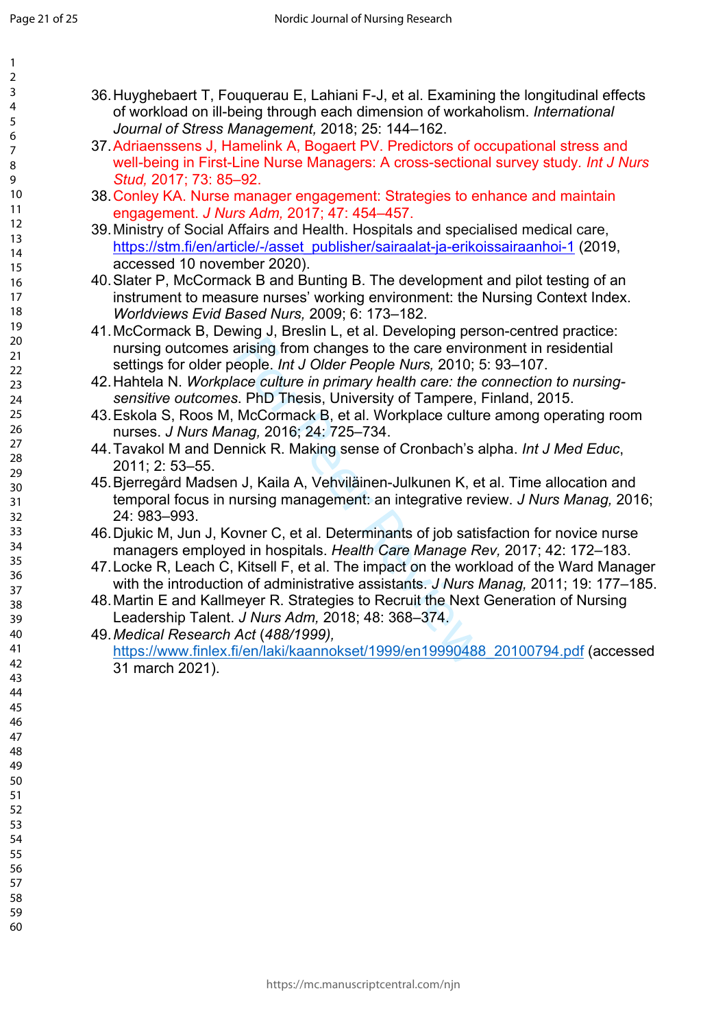36. Huyghebaert T, Fouquerau E, Lahiani F-J, et al. Examining the longitudinal effects of workload on ill-being through each dimension of workaholism. *International Journal of Stress Management,* 2018; 25: 144–162.
37. Adriaenssens J, Hamelink A, Bogaert PV. Predictors of occupational stress and well-being in First-Line Nurse Managers: A cross-sectional survey study. *Int J Nurs Stud,* 2017; 73: 85–92.
38. Conley KA. Nurse manager engagement: Strategies to enhance and maintain engagement. *J Nurs Adm,* 2017; 47: 454–457.
39. Ministry of Social Affairs and Health. Hospitals and specialised medical care, https://stm.fi/en/article/-/asset_publisher/sairaalat-ja-erikoissairaanhoi-1 (2019, accessed 10 november 2020).
40. Slater P, McCormack B and Bunting B. The development and pilot testing of an instrument to measure nurses' working environment: the Nursing Context Index. *Worldviews Evid Based Nurs,* 2009; 6: 173–182.
41. McCormack B, Dewing J, Breslin L, et al. Developing person-centred practice: nursing outcomes arising from changes to the care environment in residential settings for older people. *Int J Older People Nurs,* 2010; 5: 93–107.
42. Hahtela N. *Workplace culture in primary health care: the connection to nursing-sensitive outcomes*. PhD Thesis, University of Tampere, Finland, 2015.
43. Eskola S, Roos M, McCormack B, et al. Workplace culture among operating room nurses. *J Nurs Manag,* 2016; 24: 725–734.
44. Tavakol M and Dennick R. Making sense of Cronbach's alpha. *Int J Med Educ*, 2011; 2: 53–55.
45. Bjerregård Madsen J, Kaila A, Vehviläinen-Julkunen K, et al. Time allocation and temporal focus in nursing management: an integrative review. *J Nurs Manag,* 2016; 24: 983–993.
46. Djukic M, Jun J, Kovner C, et al. Determinants of job satisfaction for novice nurse managers employed in hospitals. *Health Care Manage Rev,* 2017; 42: 172–183.
47. Locke R, Leach C, Kitsell F, et al. The impact on the workload of the Ward Manager with the introduction of administrative assistants. *J Nurs Manag,* 2011; 19: 177–185.
48. Martin E and Kallmeyer R. Strategies to Recruit the Next Generation of Nursing Leadership Talent. *J Nurs Adm,* 2018; 48: 368–374.
49. *Medical Research Act* (*488/1999),* https://www.finlex.fi/en/laki/kaannokset/1999/en19990488_20100794.pdf (accessed 31 march 2021).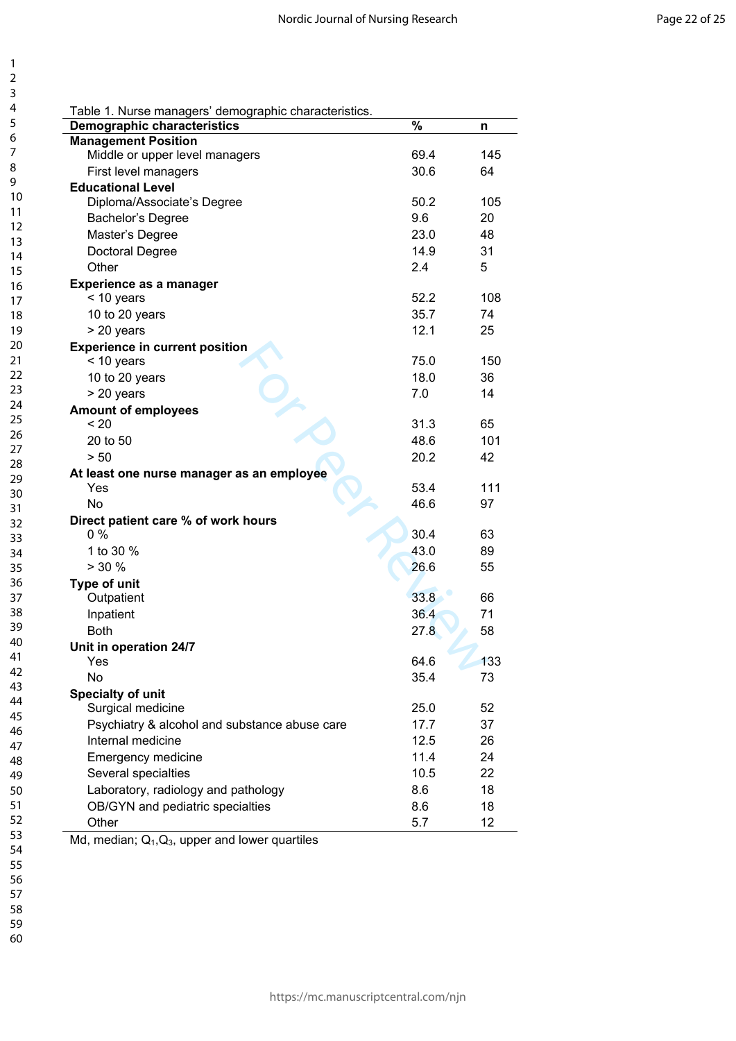Table 1. Nurse managers' demographic characteristics.

| Demographic characteristics | % | n |
|---|---|---|
| **Management Position** | | |
| Middle or upper level managers | 69.4 | 145 |
| First level managers | 30.6 | 64 |
| **Educational Level** | | |
| Diploma/Associate's Degree | 50.2 | 105 |
| Bachelor's Degree | 9.6 | 20 |
| Master's Degree | 23.0 | 48 |
| Doctoral Degree | 14.9 | 31 |
| Other | 2.4 | 5 |
| **Experience as a manager** | | |
| < 10 years | 52.2 | 108 |
| 10 to 20 years | 35.7 | 74 |
| > 20 years | 12.1 | 25 |
| **Experience in current position** | | |
| < 10 years | 75.0 | 150 |
| 10 to 20 years | 18.0 | 36 |
| > 20 years | 7.0 | 14 |
| **Amount of employees** | | |
| < 20 | 31.3 | 65 |
| 20 to 50 | 48.6 | 101 |
| > 50 | 20.2 | 42 |
| **At least one nurse manager as an employee** | | |
| Yes | 53.4 | 111 |
| No | 46.6 | 97 |
| **Direct patient care % of work hours** | | |
| 0 % | 30.4 | 63 |
| 1 to 30 % | 43.0 | 89 |
| > 30 % | 26.6 | 55 |
| **Type of unit** | | |
| Outpatient | 33.8 | 66 |
| Inpatient | 36.4 | 71 |
| Both | 27.8 | 58 |
| **Unit in operation 24/7** | | |
| Yes | 64.6 | 133 |
| No | 35.4 | 73 |
| **Specialty of unit** | | |
| Surgical medicine | 25.0 | 52 |
| Psychiatry & alcohol and substance abuse care | 17.7 | 37 |
| Internal medicine | 12.5 | 26 |
| Emergency medicine | 11.4 | 24 |
| Several specialties | 10.5 | 22 |
| Laboratory, radiology and pathology | 8.6 | 18 |
| OB/GYN and pediatric specialties | 8.6 | 18 |
| Other | 5.7 | 12 |

Md, median; $Q_1$,$Q_3$, upper and lower quartiles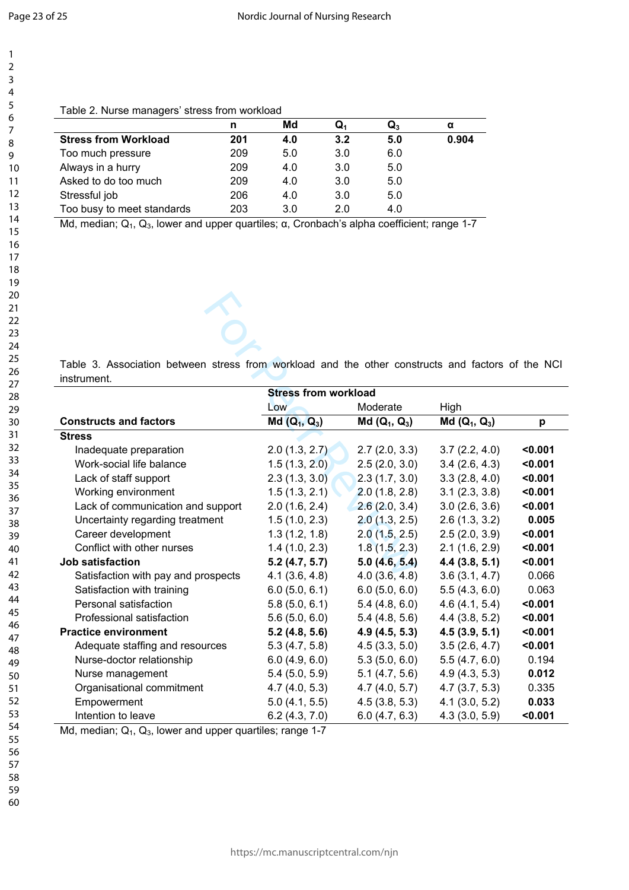Table 2. Nurse managers' stress from workload

|  | n | Md | $Q_1$ | $Q_3$ | α |
|---|---|---|---|---|---|
| **Stress from Workload** | **201** | **4.0** | **3.2** | **5.0** | **0.904** |
| Too much pressure | 209 | 5.0 | 3.0 | 6.0 |  |
| Always in a hurry | 209 | 4.0 | 3.0 | 5.0 |  |
| Asked to do too much | 209 | 4.0 | 3.0 | 5.0 |  |
| Stressful job | 206 | 4.0 | 3.0 | 5.0 |  |
| Too busy to meet standards | 203 | 3.0 | 2.0 | 4.0 |  |

Md, median; $Q_1$, $Q_3$, lower and upper quartiles; α, Cronbach's alpha coefficient; range 1-7

Table 3. Association between stress from workload and the other constructs and factors of the NCI instrument.

|  | **Stress from workload** |  |  |  |
|---|---|---|---|---|
|  | Low | Moderate | High |  |
| **Constructs and factors** | **Md ($Q_1$, $Q_3$)** | **Md ($Q_1$, $Q_3$)** | **Md ($Q_1$, $Q_3$)** | **p** |
| **Stress** |  |  |  |  |
| Inadequate preparation | 2.0 (1.3, 2.7) | 2.7 (2.0, 3.3) | 3.7 (2.2, 4.0) | **<0.001** |
| Work-social life balance | 1.5 (1.3, 2.0) | 2.5 (2.0, 3.0) | 3.4 (2.6, 4.3) | **<0.001** |
| Lack of staff support | 2.3 (1.3, 3.0) | 2.3 (1.7, 3.0) | 3.3 (2.8, 4.0) | **<0.001** |
| Working environment | 1.5 (1.3, 2.1) | 2.0 (1.8, 2.8) | 3.1 (2.3, 3.8) | **<0.001** |
| Lack of communication and support | 2.0 (1.6, 2.4) | 2.6 (2.0, 3.4) | 3.0 (2.6, 3.6) | **<0.001** |
| Uncertainty regarding treatment | 1.5 (1.0, 2.3) | 2.0 (1.3, 2.5) | 2.6 (1.3, 3.2) | **0.005** |
| Career development | 1.3 (1.2, 1.8) | 2.0 (1.5, 2.5) | 2.5 (2.0, 3.9) | **<0.001** |
| Conflict with other nurses | 1.4 (1.0, 2.3) | 1.8 (1.5, 2.3) | 2.1 (1.6, 2.9) | **<0.001** |
| **Job satisfaction** | **5.2 (4.7, 5.7)** | **5.0 (4.6, 5.4)** | **4.4 (3.8, 5.1)** | **<0.001** |
| Satisfaction with pay and prospects | 4.1 (3.6, 4.8) | 4.0 (3.6, 4.8) | 3.6 (3.1, 4.7) | 0.066 |
| Satisfaction with training | 6.0 (5.0, 6.1) | 6.0 (5.0, 6.0) | 5.5 (4.3, 6.0) | 0.063 |
| Personal satisfaction | 5.8 (5.0, 6.1) | 5.4 (4.8, 6.0) | 4.6 (4.1, 5.4) | **<0.001** |
| Professional satisfaction | 5.6 (5.0, 6.0) | 5.4 (4.8, 5.6) | 4.4 (3.8, 5.2) | **<0.001** |
| **Practice environment** | **5.2 (4.8, 5.6)** | **4.9 (4.5, 5.3)** | **4.5 (3.9, 5.1)** | **<0.001** |
| Adequate staffing and resources | 5.3 (4.7, 5.8) | 4.5 (3.3, 5.0) | 3.5 (2.6, 4.7) | **<0.001** |
| Nurse-doctor relationship | 6.0 (4.9, 6.0) | 5.3 (5.0, 6.0) | 5.5 (4.7, 6.0) | 0.194 |
| Nurse management | 5.4 (5.0, 5.9) | 5.1 (4.7, 5.6) | 4.9 (4.3, 5.3) | **0.012** |
| Organisational commitment | 4.7 (4.0, 5.3) | 4.7 (4.0, 5.7) | 4.7 (3.7, 5.3) | 0.335 |
| Empowerment | 5.0 (4.1, 5.5) | 4.5 (3.8, 5.3) | 4.1 (3.0, 5.2) | **0.033** |
| Intention to leave | 6.2 (4.3, 7.0) | 6.0 (4.7, 6.3) | 4.3 (3.0, 5.9) | **<0.001** |

Md, median; $Q_1$, $Q_3$, lower and upper quartiles; range 1-7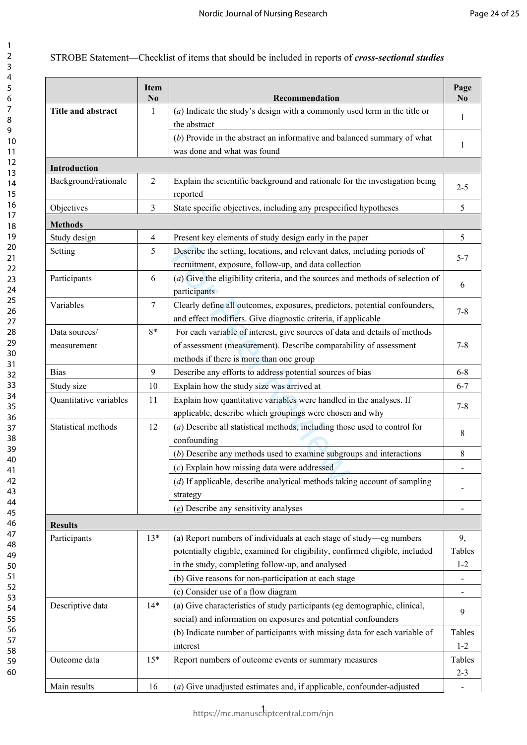STROBE Statement—Checklist of items that should be included in reports of ***cross-sectional studies***

| | Item No | Recommendation | Page No |
|---|---|---|---|
| **Title and abstract** | 1 | (*a*) Indicate the study's design with a commonly used term in the title or the abstract | 1 |
| | | (*b*) Provide in the abstract an informative and balanced summary of what was done and what was found | 1 |
| **Introduction** | | | |
| Background/rationale | 2 | Explain the scientific background and rationale for the investigation being reported | 2-5 |
| Objectives | 3 | State specific objectives, including any prespecified hypotheses | 5 |
| **Methods** | | | |
| Study design | 4 | Present key elements of study design early in the paper | 5 |
| Setting | 5 | Describe the setting, locations, and relevant dates, including periods of recruitment, exposure, follow-up, and data collection | 5-7 |
| Participants | 6 | (*a*) Give the eligibility criteria, and the sources and methods of selection of participants | 6 |
| Variables | 7 | Clearly define all outcomes, exposures, predictors, potential confounders, and effect modifiers. Give diagnostic criteria, if applicable | 7-8 |
| Data sources/ measurement | 8* | For each variable of interest, give sources of data and details of methods of assessment (measurement). Describe comparability of assessment methods if there is more than one group | 7-8 |
| Bias | 9 | Describe any efforts to address potential sources of bias | 6-8 |
| Study size | 10 | Explain how the study size was arrived at | 6-7 |
| Quantitative variables | 11 | Explain how quantitative variables were handled in the analyses. If applicable, describe which groupings were chosen and why | 7-8 |
| Statistical methods | 12 | (*a*) Describe all statistical methods, including those used to control for confounding | 8 |
| | | (*b*) Describe any methods used to examine subgroups and interactions | 8 |
| | | (*c*) Explain how missing data were addressed | - |
| | | (*d*) If applicable, describe analytical methods taking account of sampling strategy | - |
| | | (*e*) Describe any sensitivity analyses | - |
| **Results** | | | |
| Participants | 13* | (a) Report numbers of individuals at each stage of study—eg numbers potentially eligible, examined for eligibility, confirmed eligible, included in the study, completing follow-up, and analysed | 9, Tables 1-2 |
| | | (b) Give reasons for non-participation at each stage | - |
| | | (c) Consider use of a flow diagram | - |
| Descriptive data | 14* | (a) Give characteristics of study participants (eg demographic, clinical, social) and information on exposures and potential confounders | 9 |
| | | (b) Indicate number of participants with missing data for each variable of interest | Tables 1-2 |
| Outcome data | 15* | Report numbers of outcome events or summary measures | Tables 2-3 |
| Main results | 16 | (*a*) Give unadjusted estimates and, if applicable, confounder-adjusted | - |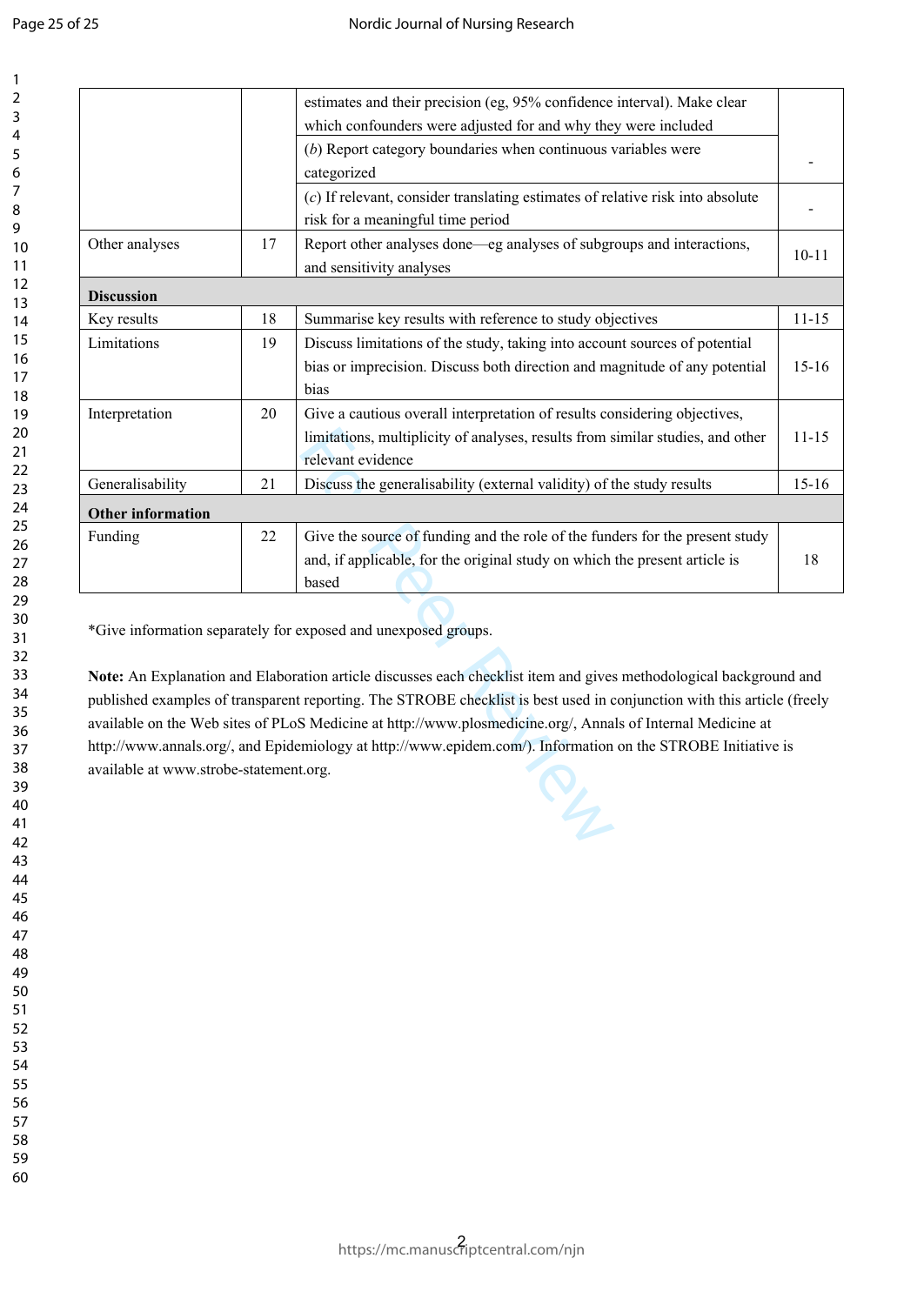| | | | |
|---|---|---|---|
| | | estimates and their precision (eg, 95% confidence interval). Make clear which confounders were adjusted for and why they were included | |
| | | (*b*) Report category boundaries when continuous variables were categorized | - |
| | | (*c*) If relevant, consider translating estimates of relative risk into absolute risk for a meaningful time period | - |
| Other analyses | 17 | Report other analyses done—eg analyses of subgroups and interactions, and sensitivity analyses | 10-11 |
| **Discussion** | | | |
| Key results | 18 | Summarise key results with reference to study objectives | 11-15 |
| Limitations | 19 | Discuss limitations of the study, taking into account sources of potential bias or imprecision. Discuss both direction and magnitude of any potential bias | 15-16 |
| Interpretation | 20 | Give a cautious overall interpretation of results considering objectives, limitations, multiplicity of analyses, results from similar studies, and other relevant evidence | 11-15 |
| Generalisability | 21 | Discuss the generalisability (external validity) of the study results | 15-16 |
| **Other information** | | | |
| Funding | 22 | Give the source of funding and the role of the funders for the present study and, if applicable, for the original study on which the present article is based | 18 |

*Give information separately for exposed and unexposed groups.

**Note:** An Explanation and Elaboration article discusses each checklist item and gives methodological background and published examples of transparent reporting. The STROBE checklist is best used in conjunction with this article (freely available on the Web sites of PLoS Medicine at http://www.plosmedicine.org/, Annals of Internal Medicine at http://www.annals.org/, and Epidemiology at http://www.epidem.com/). Information on the STROBE Initiative is available at www.strobe-statement.org.